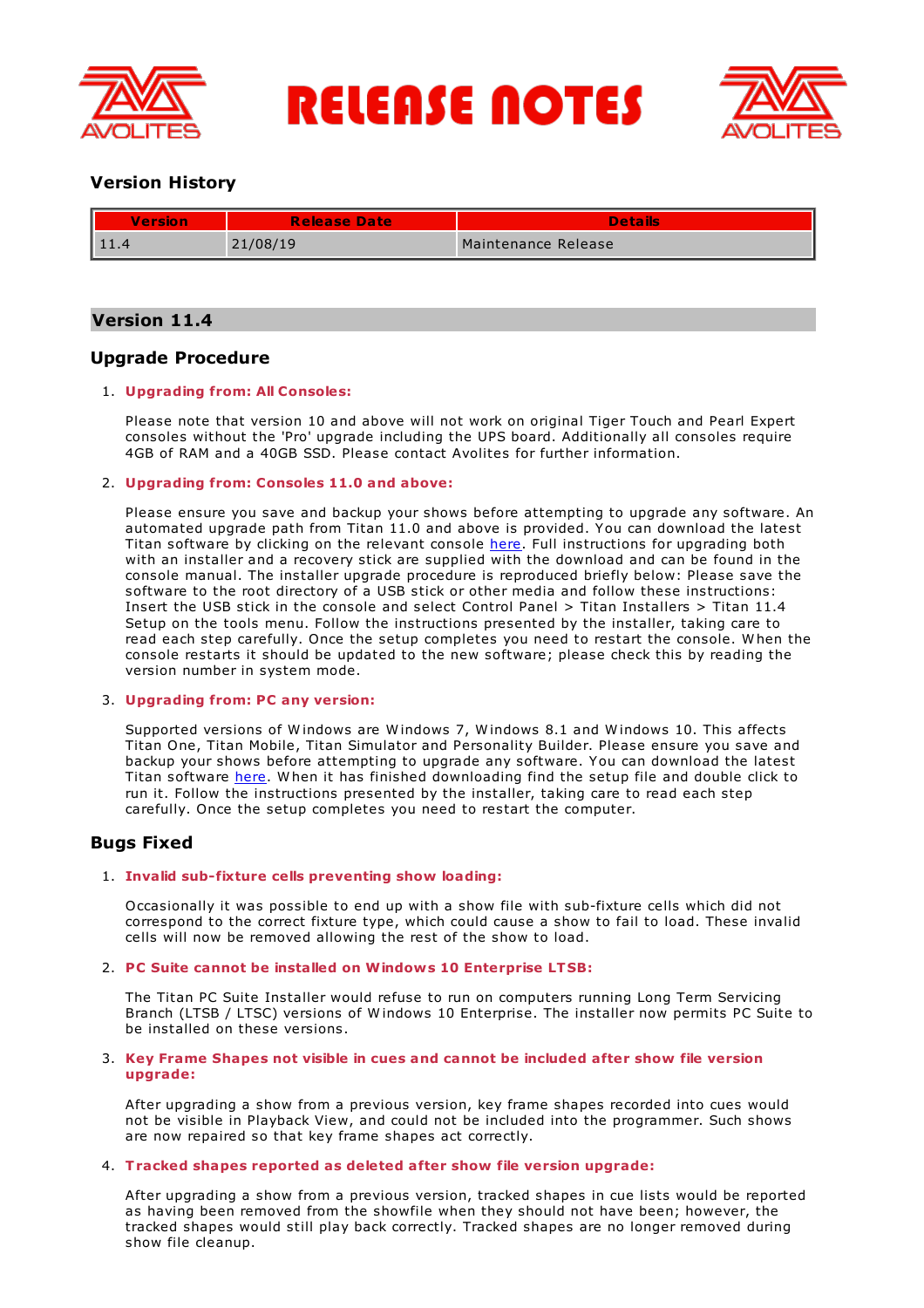# RELEASE NOTES

## Version History

| Version | Release Date | Details |
|---|---|---|
| 11.4 | 21/08/19 | Maintenance Release |

## Version 11.4

### Upgrade Procedure

1. **Upgrading from: All Consoles:**

   Please note that version 10 and above will not work on original Tiger Touch and Pearl Expert consoles without the 'Pro' upgrade including the UPS board. Additionally all consoles require 4GB of RAM and a 40GB SSD. Please contact Avolites for further information.

2. **Upgrading from: Consoles 11.0 and above:**

   Please ensure you save and backup your shows before attempting to upgrade any software. An automated upgrade path from Titan 11.0 and above is provided. You can download the latest Titan software by clicking on the relevant console here. Full instructions for upgrading both with an installer and a recovery stick are supplied with the download and can be found in the console manual. The installer upgrade procedure is reproduced briefly below: Please save the software to the root directory of a USB stick or other media and follow these instructions: Insert the USB stick in the console and select Control Panel > Titan Installers > Titan 11.4 Setup on the tools menu. Follow the instructions presented by the installer, taking care to read each step carefully. Once the setup completes you need to restart the console. When the console restarts it should be updated to the new software; please check this by reading the version number in system mode.

3. **Upgrading from: PC any version:**

   Supported versions of Windows are Windows 7, Windows 8.1 and Windows 10. This affects Titan One, Titan Mobile, Titan Simulator and Personality Builder. Please ensure you save and backup your shows before attempting to upgrade any software. You can download the latest Titan software here. When it has finished downloading find the setup file and double click to run it. Follow the instructions presented by the installer, taking care to read each step carefully. Once the setup completes you need to restart the computer.

### Bugs Fixed

1. **Invalid sub-fixture cells preventing show loading:**

   Occasionally it was possible to end up with a show file with sub-fixture cells which did not correspond to the correct fixture type, which could cause a show to fail to load. These invalid cells will now be removed allowing the rest of the show to load.

2. **PC Suite cannot be installed on Windows 10 Enterprise LTSB:**

   The Titan PC Suite Installer would refuse to run on computers running Long Term Servicing Branch (LTSB / LTSC) versions of Windows 10 Enterprise. The installer now permits PC Suite to be installed on these versions.

3. **Key Frame Shapes not visible in cues and cannot be included after show file version upgrade:**

   After upgrading a show from a previous version, key frame shapes recorded into cues would not be visible in Playback View, and could not be included into the programmer. Such shows are now repaired so that key frame shapes act correctly.

4. **Tracked shapes reported as deleted after show file version upgrade:**

   After upgrading a show from a previous version, tracked shapes in cue lists would be reported as having been removed from the showfile when they should not have been; however, the tracked shapes would still play back correctly. Tracked shapes are no longer removed during show file cleanup.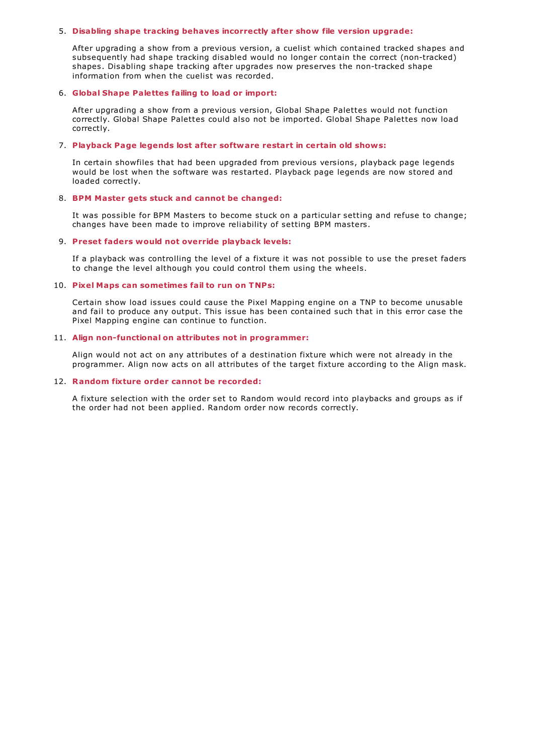5. **Disabling shape tracking behaves incorrectly after show file version upgrade:**

   After upgrading a show from a previous version, a cuelist which contained tracked shapes and subsequently had shape tracking disabled would no longer contain the correct (non-tracked) shapes. Disabling shape tracking after upgrades now preserves the non-tracked shape information from when the cuelist was recorded.

6. **Global Shape Palettes failing to load or import:**

   After upgrading a show from a previous version, Global Shape Palettes would not function correctly. Global Shape Palettes could also not be imported. Global Shape Palettes now load correctly.

7. **Playback Page legends lost after software restart in certain old shows:**

   In certain showfiles that had been upgraded from previous versions, playback page legends would be lost when the software was restarted. Playback page legends are now stored and loaded correctly.

8. **BPM Master gets stuck and cannot be changed:**

   It was possible for BPM Masters to become stuck on a particular setting and refuse to change; changes have been made to improve reliability of setting BPM masters.

9. **Preset faders would not override playback levels:**

   If a playback was controlling the level of a fixture it was not possible to use the preset faders to change the level although you could control them using the wheels.

10. **Pixel Maps can sometimes fail to run on TNPs:**

    Certain show load issues could cause the Pixel Mapping engine on a TNP to become unusable and fail to produce any output. This issue has been contained such that in this error case the Pixel Mapping engine can continue to function.

11. **Align non-functional on attributes not in programmer:**

    Align would not act on any attributes of a destination fixture which were not already in the programmer. Align now acts on all attributes of the target fixture according to the Align mask.

12. **Random fixture order cannot be recorded:**

    A fixture selection with the order set to Random would record into playbacks and groups as if the order had not been applied. Random order now records correctly.